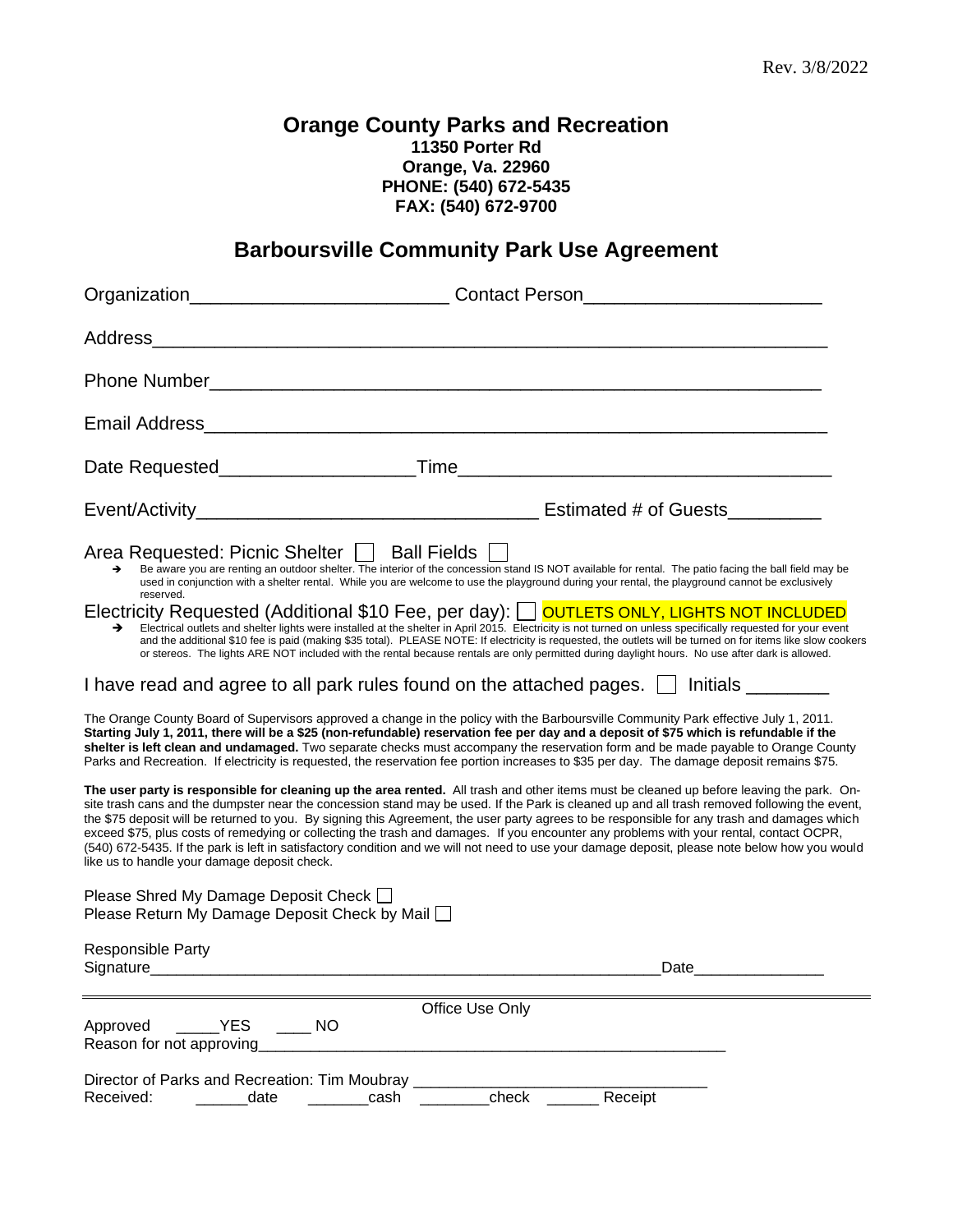Rev. 3/8/2022

# Orange County Parks and Recreation

**11350 Porter Rd**
**Orange, Va. 22960**
**PHONE: (540) 672-5435**
**FAX: (540) 672-9700**

## Barboursville Community Park Use Agreement

Organization_________________________ Contact Person_______________________

Address_________________________________________________________________

Phone Number____________________________________________________________

Email Address____________________________________________________________

Date Requested___________________Time___________________________________

Event/Activity_________________________________ Estimated # of Guests_________

Area Requested: Picnic Shelter ☐ Ball Fields ☐

- ➔ Be aware you are renting an outdoor shelter. The interior of the concession stand IS NOT available for rental. The patio facing the ball field may be used in conjunction with a shelter rental. While you are welcome to use the playground during your rental, the playground cannot be exclusively reserved.

Electricity Requested (Additional $10 Fee, per day): ☐ OUTLETS ONLY, LIGHTS NOT INCLUDED

- ➔ Electrical outlets and shelter lights were installed at the shelter in April 2015. Electricity is not turned on unless specifically requested for your event and the additional $10 fee is paid (making $35 total). PLEASE NOTE: If electricity is requested, the outlets will be turned on for items like slow cookers or stereos. The lights ARE NOT included with the rental because rentals are only permitted during daylight hours. No use after dark is allowed.

I have read and agree to all park rules found on the attached pages. ☐ Initials ________

The Orange County Board of Supervisors approved a change in the policy with the Barboursville Community Park effective July 1, 2011. **Starting July 1, 2011, there will be a $25 (non-refundable) reservation fee per day and a deposit of $75 which is refundable if the shelter is left clean and undamaged.** Two separate checks must accompany the reservation form and be made payable to Orange County Parks and Recreation. If electricity is requested, the reservation fee portion increases to $35 per day. The damage deposit remains $75.

**The user party is responsible for cleaning up the area rented.** All trash and other items must be cleaned up before leaving the park. On-site trash cans and the dumpster near the concession stand may be used. If the Park is cleaned up and all trash removed following the event, the $75 deposit will be returned to you. By signing this Agreement, the user party agrees to be responsible for any trash and damages which exceed $75, plus costs of remedying or collecting the trash and damages. If you encounter any problems with your rental, contact OCPR, (540) 672-5435. If the park is left in satisfactory condition and we will not need to use your damage deposit, please note below how you would like us to handle your damage deposit check.

Please Shred My Damage Deposit Check ☐
Please Return My Damage Deposit Check by Mail ☐

Responsible Party
Signature___________________________________________________________Date_______________

---

Office Use Only

Approved _____YES ____ NO
Reason for not approving________________________________________________________

Director of Parks and Recreation: Tim Moubray _________________________________
Received: ______date _______cash ________check ______ Receipt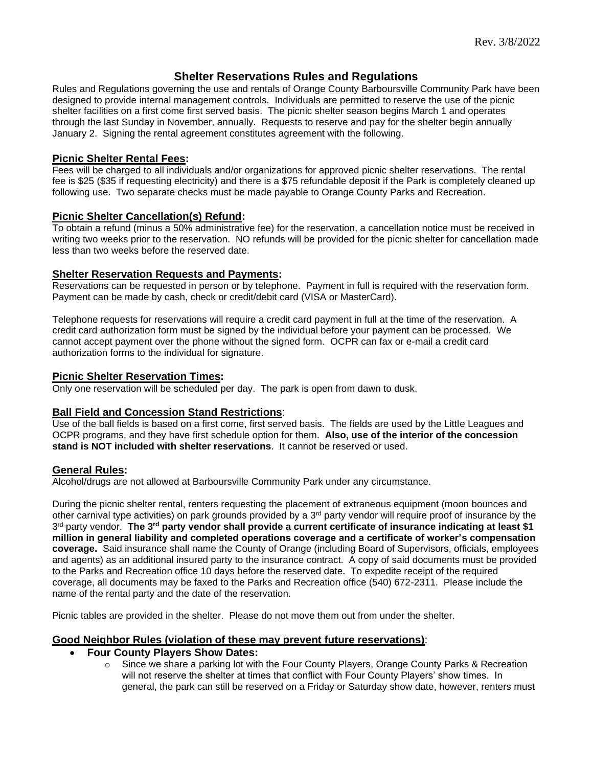# Shelter Reservations Rules and Regulations

Rules and Regulations governing the use and rentals of Orange County Barboursville Community Park have been designed to provide internal management controls. Individuals are permitted to reserve the use of the picnic shelter facilities on a first come first served basis. The picnic shelter season begins March 1 and operates through the last Sunday in November, annually. Requests to reserve and pay for the shelter begin annually January 2. Signing the rental agreement constitutes agreement with the following.

## Picnic Shelter Rental Fees:

Fees will be charged to all individuals and/or organizations for approved picnic shelter reservations. The rental fee is $25 ($35 if requesting electricity) and there is a $75 refundable deposit if the Park is completely cleaned up following use. Two separate checks must be made payable to Orange County Parks and Recreation.

## Picnic Shelter Cancellation(s) Refund:

To obtain a refund (minus a 50% administrative fee) for the reservation, a cancellation notice must be received in writing two weeks prior to the reservation. NO refunds will be provided for the picnic shelter for cancellation made less than two weeks before the reserved date.

## Shelter Reservation Requests and Payments:

Reservations can be requested in person or by telephone. Payment in full is required with the reservation form. Payment can be made by cash, check or credit/debit card (VISA or MasterCard).

Telephone requests for reservations will require a credit card payment in full at the time of the reservation. A credit card authorization form must be signed by the individual before your payment can be processed. We cannot accept payment over the phone without the signed form. OCPR can fax or e-mail a credit card authorization forms to the individual for signature.

## Picnic Shelter Reservation Times:

Only one reservation will be scheduled per day. The park is open from dawn to dusk.

## Ball Field and Concession Stand Restrictions:

Use of the ball fields is based on a first come, first served basis. The fields are used by the Little Leagues and OCPR programs, and they have first schedule option for them. **Also, use of the interior of the concession stand is NOT included with shelter reservations**. It cannot be reserved or used.

## General Rules:

Alcohol/drugs are not allowed at Barboursville Community Park under any circumstance.

During the picnic shelter rental, renters requesting the placement of extraneous equipment (moon bounces and other carnival type activities) on park grounds provided by a 3rd party vendor will require proof of insurance by the 3rd party vendor. **The 3rd party vendor shall provide a current certificate of insurance indicating at least $1 million in general liability and completed operations coverage and a certificate of worker's compensation coverage.** Said insurance shall name the County of Orange (including Board of Supervisors, officials, employees and agents) as an additional insured party to the insurance contract. A copy of said documents must be provided to the Parks and Recreation office 10 days before the reserved date. To expedite receipt of the required coverage, all documents may be faxed to the Parks and Recreation office (540) 672-2311. Please include the name of the rental party and the date of the reservation.

Picnic tables are provided in the shelter. Please do not move them out from under the shelter.

## Good Neighbor Rules (violation of these may prevent future reservations):

- **Four County Players Show Dates:**
  - Since we share a parking lot with the Four County Players, Orange County Parks & Recreation will not reserve the shelter at times that conflict with Four County Players' show times. In general, the park can still be reserved on a Friday or Saturday show date, however, renters must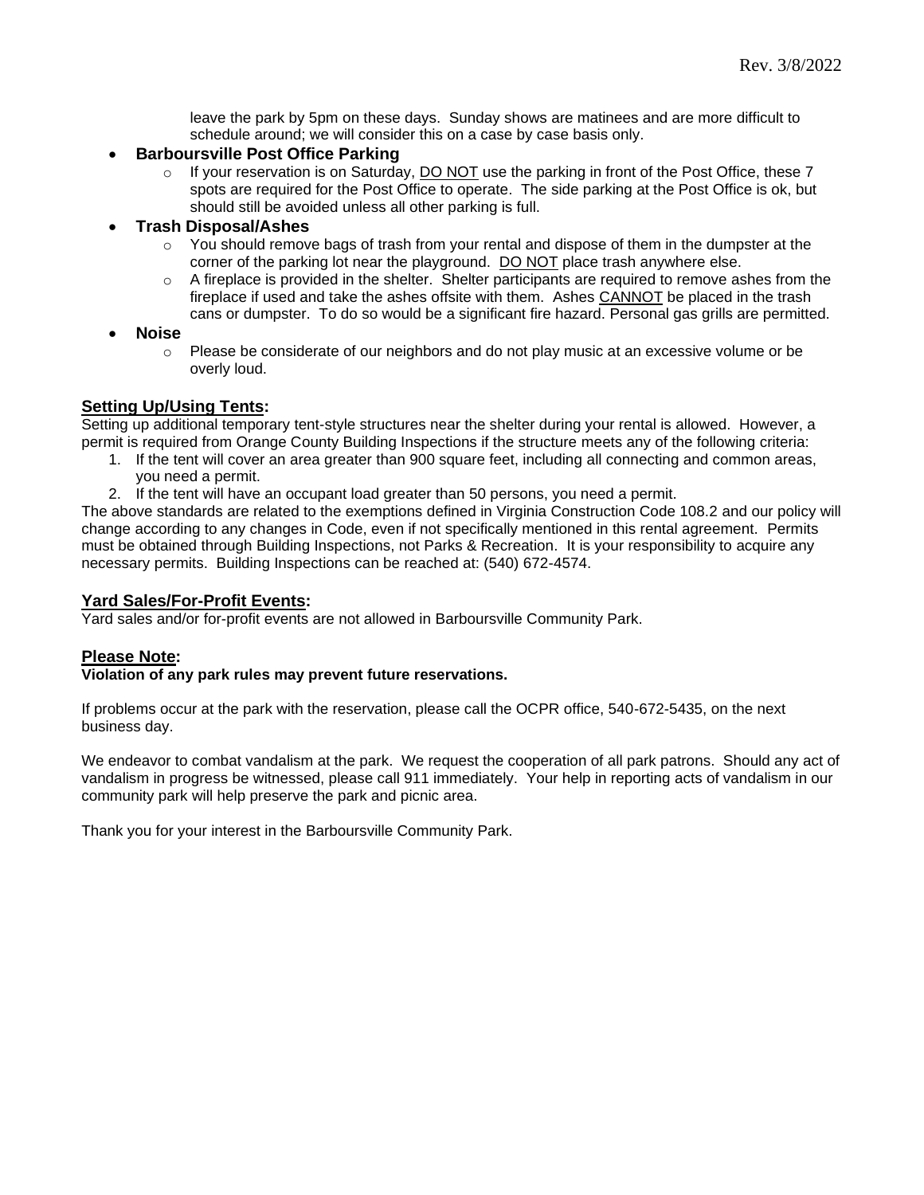leave the park by 5pm on these days. Sunday shows are matinees and are more difficult to schedule around; we will consider this on a case by case basis only.

- **Barboursville Post Office Parking**
  - If your reservation is on Saturday, <u>DO NOT</u> use the parking in front of the Post Office, these 7 spots are required for the Post Office to operate. The side parking at the Post Office is ok, but should still be avoided unless all other parking is full.
- **Trash Disposal/Ashes**
  - You should remove bags of trash from your rental and dispose of them in the dumpster at the corner of the parking lot near the playground. <u>DO NOT</u> place trash anywhere else.
  - A fireplace is provided in the shelter. Shelter participants are required to remove ashes from the fireplace if used and take the ashes offsite with them. Ashes <u>CANNOT</u> be placed in the trash cans or dumpster. To do so would be a significant fire hazard. Personal gas grills are permitted.
- **Noise**
  - Please be considerate of our neighbors and do not play music at an excessive volume or be overly loud.

**<u>Setting Up/Using Tents</u>:**

Setting up additional temporary tent-style structures near the shelter during your rental is allowed. However, a permit is required from Orange County Building Inspections if the structure meets any of the following criteria:

1. If the tent will cover an area greater than 900 square feet, including all connecting and common areas, you need a permit.
2. If the tent will have an occupant load greater than 50 persons, you need a permit.

The above standards are related to the exemptions defined in Virginia Construction Code 108.2 and our policy will change according to any changes in Code, even if not specifically mentioned in this rental agreement. Permits must be obtained through Building Inspections, not Parks & Recreation. It is your responsibility to acquire any necessary permits. Building Inspections can be reached at: (540) 672-4574.

**<u>Yard Sales/For-Profit Events</u>:**

Yard sales and/or for-profit events are not allowed in Barboursville Community Park.

**<u>Please Note</u>:**

**Violation of any park rules may prevent future reservations.**

If problems occur at the park with the reservation, please call the OCPR office, 540-672-5435, on the next business day.

We endeavor to combat vandalism at the park. We request the cooperation of all park patrons. Should any act of vandalism in progress be witnessed, please call 911 immediately. Your help in reporting acts of vandalism in our community park will help preserve the park and picnic area.

Thank you for your interest in the Barboursville Community Park.